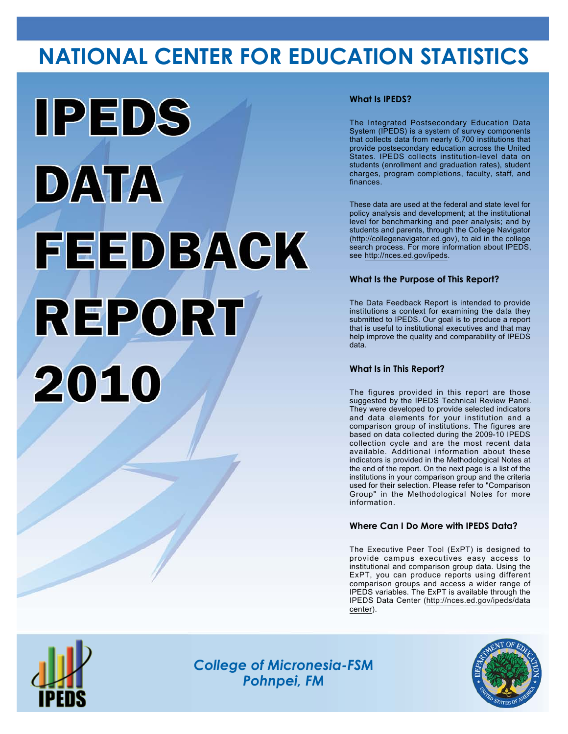# NATIONAL CENTER FOR EDUCATION STATISTICS

# IPEDS DATA FEEDBACK REPORT 2010

### What Is IPEDS?

The Integrated Postsecondary Education Data System (IPEDS) is a system of survey components that collects data from nearly 6,700 institutions that provide postsecondary education across the United States. IPEDS collects institution-level data on students (enrollment and graduation rates), student charges, program completions, faculty, staff, and finances.

These data are used at the federal and state level for policy analysis and development; at the institutional level for benchmarking and peer analysis; and by students and parents, through the College Navigator (http://collegenavigator.ed.gov), to aid in the college search process. For more information about IPEDS, see http://nces.ed.gov/ipeds.

### What Is the Purpose of This Report?

The Data Feedback Report is intended to provide institutions a context for examining the data they submitted to IPEDS. Our goal is to produce a report that is useful to institutional executives and that may help improve the quality and comparability of IPEDS data.

### What Is in This Report?

The figures provided in this report are those suggested by the IPEDS Technical Review Panel. They were developed to provide selected indicators and data elements for your institution and a comparison group of institutions. The figures are based on data collected during the 2009-10 IPEDS collection cycle and are the most recent data available. Additional information about these indicators is provided in the Methodological Notes at the end of the report. On the next page is a list of the institutions in your comparison group and the criteria used for their selection. Please refer to "Comparison Group" in the Methodological Notes for more information.

### Where Can I Do More with IPEDS Data?

The Executive Peer Tool (ExPT) is designed to provide campus executives easy access to institutional and comparison group data. Using the ExPT, you can produce reports using different comparison groups and access a wider range of IPEDS variables. The ExPT is available through the IPEDS Data Center (http://nces.ed.gov/ipeds/datacenter).

*College of Micronesia-FSM*
*Pohnpei, FM*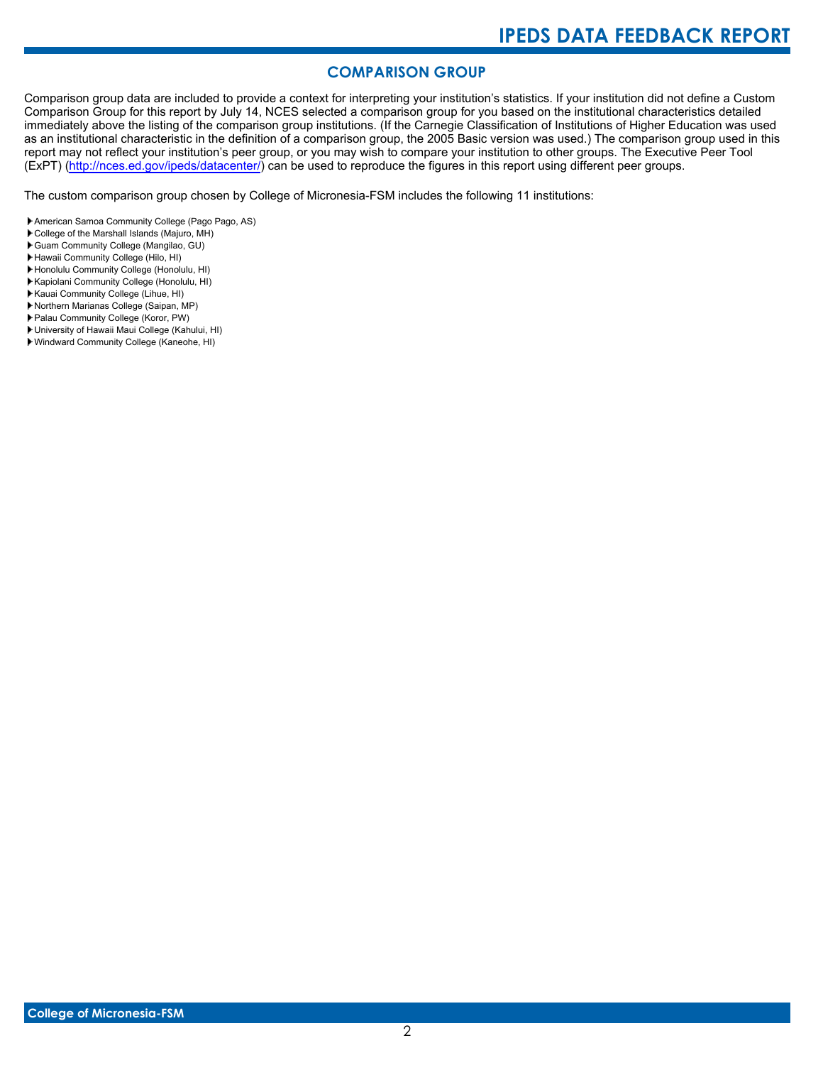## COMPARISON GROUP

Comparison group data are included to provide a context for interpreting your institution's statistics. If your institution did not define a Custom Comparison Group for this report by July 14, NCES selected a comparison group for you based on the institutional characteristics detailed immediately above the listing of the comparison group institutions. (If the Carnegie Classification of Institutions of Higher Education was used as an institutional characteristic in the definition of a comparison group, the 2005 Basic version was used.) The comparison group used in this report may not reflect your institution's peer group, or you may wish to compare your institution to other groups. The Executive Peer Tool (ExPT) (http://nces.ed.gov/ipeds/datacenter/) can be used to reproduce the figures in this report using different peer groups.

The custom comparison group chosen by College of Micronesia-FSM includes the following 11 institutions:

- American Samoa Community College (Pago Pago, AS)
- College of the Marshall Islands (Majuro, MH)
- Guam Community College (Mangilao, GU)
- Hawaii Community College (Hilo, HI)
- Honolulu Community College (Honolulu, HI)
- Kapiolani Community College (Honolulu, HI)
- Kauai Community College (Lihue, HI)
- Northern Marianas College (Saipan, MP)
- Palau Community College (Koror, PW)
- University of Hawaii Maui College (Kahului, HI)
- Windward Community College (Kaneohe, HI)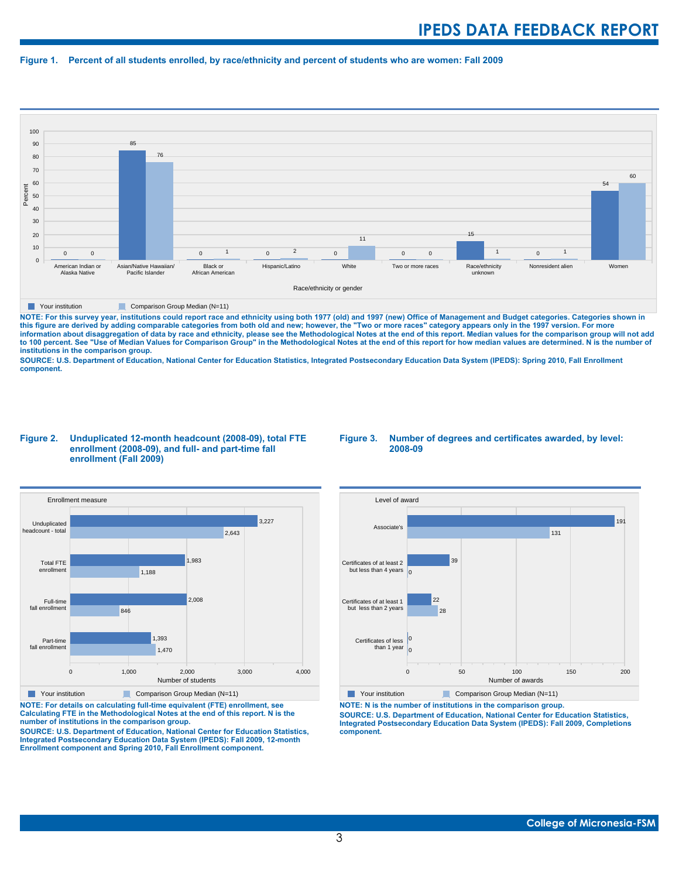**Figure 1. Percent of all students enrolled, by race/ethnicity and percent of students who are women: Fall 2009**

| Race/ethnicity or gender | Your institution | Comparison Group Median (N=11) |
|---|---|---|
| American Indian or Alaska Native | 0 | 0 |
| Asian/Native Hawaiian/ Pacific Islander | 85 | 76 |
| Black or African American | 0 | 1 |
| Hispanic/Latino | 0 | 2 |
| White | 0 | 11 |
| Two or more races | 0 | 0 |
| Race/ethnicity unknown | 15 | 1 |
| Nonresident alien | 0 | 1 |
| Women | 54 | 60 |

**NOTE: For this survey year, institutions could report race and ethnicity using both 1977 (old) and 1997 (new) Office of Management and Budget categories. Categories shown in this figure are derived by adding comparable categories from both old and new; however, the "Two or more races" category appears only in the 1997 version. For more information about disaggregation of data by race and ethnicity, please see the Methodological Notes at the end of this report. Median values for the comparison group will not add to 100 percent. See "Use of Median Values for Comparison Group" in the Methodological Notes at the end of this report for how median values are determined. N is the number of institutions in the comparison group.**

**SOURCE: U.S. Department of Education, National Center for Education Statistics, Integrated Postsecondary Education Data System (IPEDS): Spring 2010, Fall Enrollment component.**

**Figure 2. Unduplicated 12-month headcount (2008-09), total FTE enrollment (2008-09), and full- and part-time fall enrollment (Fall 2009)**

| Enrollment measure | Your institution | Comparison Group Median (N=11) |
|---|---|---|
| Unduplicated headcount - total | 3,227 | 2,643 |
| Total FTE enrollment | 1,983 | 1,188 |
| Full-time fall enrollment | 2,008 | 846 |
| Part-time fall enrollment | 1,393 | 1,470 |

**NOTE: For details on calculating full-time equivalent (FTE) enrollment, see Calculating FTE in the Methodological Notes at the end of this report. N is the number of institutions in the comparison group.**

**SOURCE: U.S. Department of Education, National Center for Education Statistics, Integrated Postsecondary Education Data System (IPEDS): Fall 2009, 12-month Enrollment component and Spring 2010, Fall Enrollment component.**

**Figure 3. Number of degrees and certificates awarded, by level: 2008-09**

| Level of award | Your institution | Comparison Group Median (N=11) |
|---|---|---|
| Associate's | 191 | 131 |
| Certificates of at least 2 but less than 4 years | 39 | 0 |
| Certificates of at least 1 but less than 2 years | 22 | 28 |
| Certificates of less than 1 year | 0 | 0 |

**NOTE: N is the number of institutions in the comparison group.**

**SOURCE: U.S. Department of Education, National Center for Education Statistics, Integrated Postsecondary Education Data System (IPEDS): Fall 2009, Completions component.**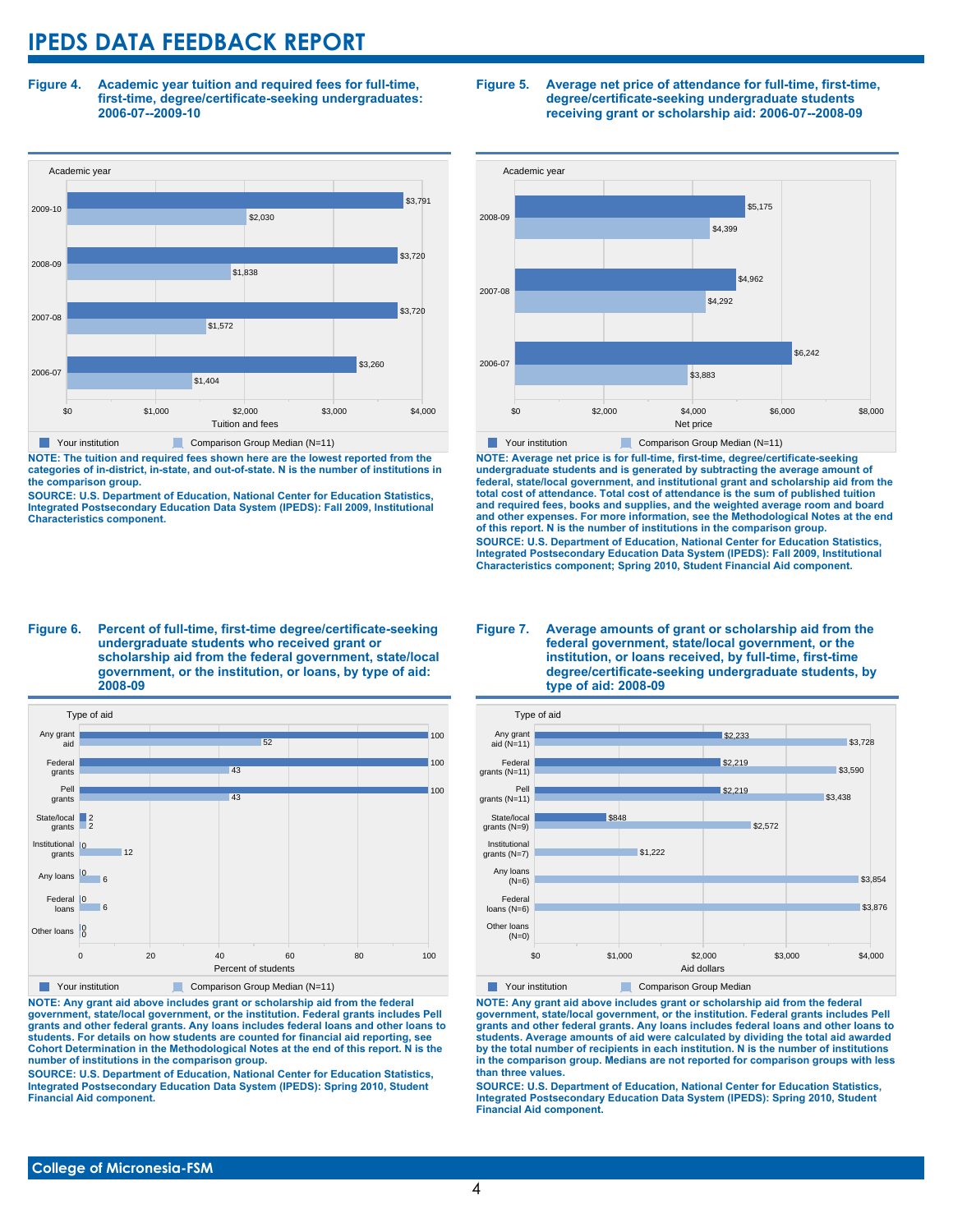# IPEDS DATA FEEDBACK REPORT

**Figure 4. Academic year tuition and required fees for full-time, first-time, degree/certificate-seeking undergraduates: 2006-07--2009-10**

| Academic year | Your institution | Comparison Group Median (N=11) |
|---|---|---|
| 2009-10 | $3,791 | $2,030 |
| 2008-09 | $3,720 | $1,838 |
| 2007-08 | $3,720 | $1,572 |
| 2006-07 | $3,260 | $1,404 |

**NOTE: The tuition and required fees shown here are the lowest reported from the categories of in-district, in-state, and out-of-state. N is the number of institutions in the comparison group.**

**SOURCE: U.S. Department of Education, National Center for Education Statistics, Integrated Postsecondary Education Data System (IPEDS): Fall 2009, Institutional Characteristics component.**

**Figure 5. Average net price of attendance for full-time, first-time, degree/certificate-seeking undergraduate students receiving grant or scholarship aid: 2006-07--2008-09**

| Academic year | Your institution | Comparison Group Median (N=11) |
|---|---|---|
| 2008-09 | $5,175 | $4,399 |
| 2007-08 | $4,962 | $4,292 |
| 2006-07 | $6,242 | $3,883 |

**NOTE: Average net price is for full-time, first-time, degree/certificate-seeking undergraduate students and is generated by subtracting the average amount of federal, state/local government, and institutional grant and scholarship aid from the total cost of attendance. Total cost of attendance is the sum of published tuition and required fees, books and supplies, and the weighted average room and board and other expenses. For more information, see the Methodological Notes at the end of this report. N is the number of institutions in the comparison group.**

**SOURCE: U.S. Department of Education, National Center for Education Statistics, Integrated Postsecondary Education Data System (IPEDS): Fall 2009, Institutional Characteristics component; Spring 2010, Student Financial Aid component.**

**Figure 6. Percent of full-time, first-time degree/certificate-seeking undergraduate students who received grant or scholarship aid from the federal government, state/local government, or the institution, or loans, by type of aid: 2008-09**

| Type of aid | Your institution | Comparison Group Median (N=11) |
|---|---|---|
| Any grant aid | 100 | 52 |
| Federal grants | 100 | 43 |
| Pell grants | 100 | 43 |
| State/local grants | 2 | 2 |
| Institutional grants | 0 | 12 |
| Any loans | 0 | 6 |
| Federal loans | 0 | 6 |
| Other loans | 0 | 0 |

**NOTE: Any grant aid above includes grant or scholarship aid from the federal government, state/local government, or the institution. Federal grants includes Pell grants and other federal grants. Any loans includes federal loans and other loans to students. For details on how students are counted for financial aid reporting, see Cohort Determination in the Methodological Notes at the end of this report. N is the number of institutions in the comparison group.**

**SOURCE: U.S. Department of Education, National Center for Education Statistics, Integrated Postsecondary Education Data System (IPEDS): Spring 2010, Student Financial Aid component.**

**Figure 7. Average amounts of grant or scholarship aid from the federal government, state/local government, or the institution, or loans received, by full-time, first-time degree/certificate-seeking undergraduate students, by type of aid: 2008-09**

| Type of aid | Your institution | Comparison Group Median |
|---|---|---|
| Any grant aid (N=11) | $2,233 | $3,728 |
| Federal grants (N=11) | $2,219 | $3,590 |
| Pell grants (N=11) | $2,219 | $3,438 |
| State/local grants (N=9) | $848 | $2,572 |
| Institutional grants (N=7) | | $1,222 |
| Any loans (N=6) | | $3,854 |
| Federal loans (N=6) | | $3,876 |
| Other loans (N=0) | | |

**NOTE: Any grant aid above includes grant or scholarship aid from the federal government, state/local government, or the institution. Federal grants includes Pell grants and other federal grants. Any loans includes federal loans and other loans to students. Average amounts of aid were calculated by dividing the total aid awarded by the total number of recipients in each institution. N is the number of institutions in the comparison group. Medians are not reported for comparison groups with less than three values.**

**SOURCE: U.S. Department of Education, National Center for Education Statistics, Integrated Postsecondary Education Data System (IPEDS): Spring 2010, Student Financial Aid component.**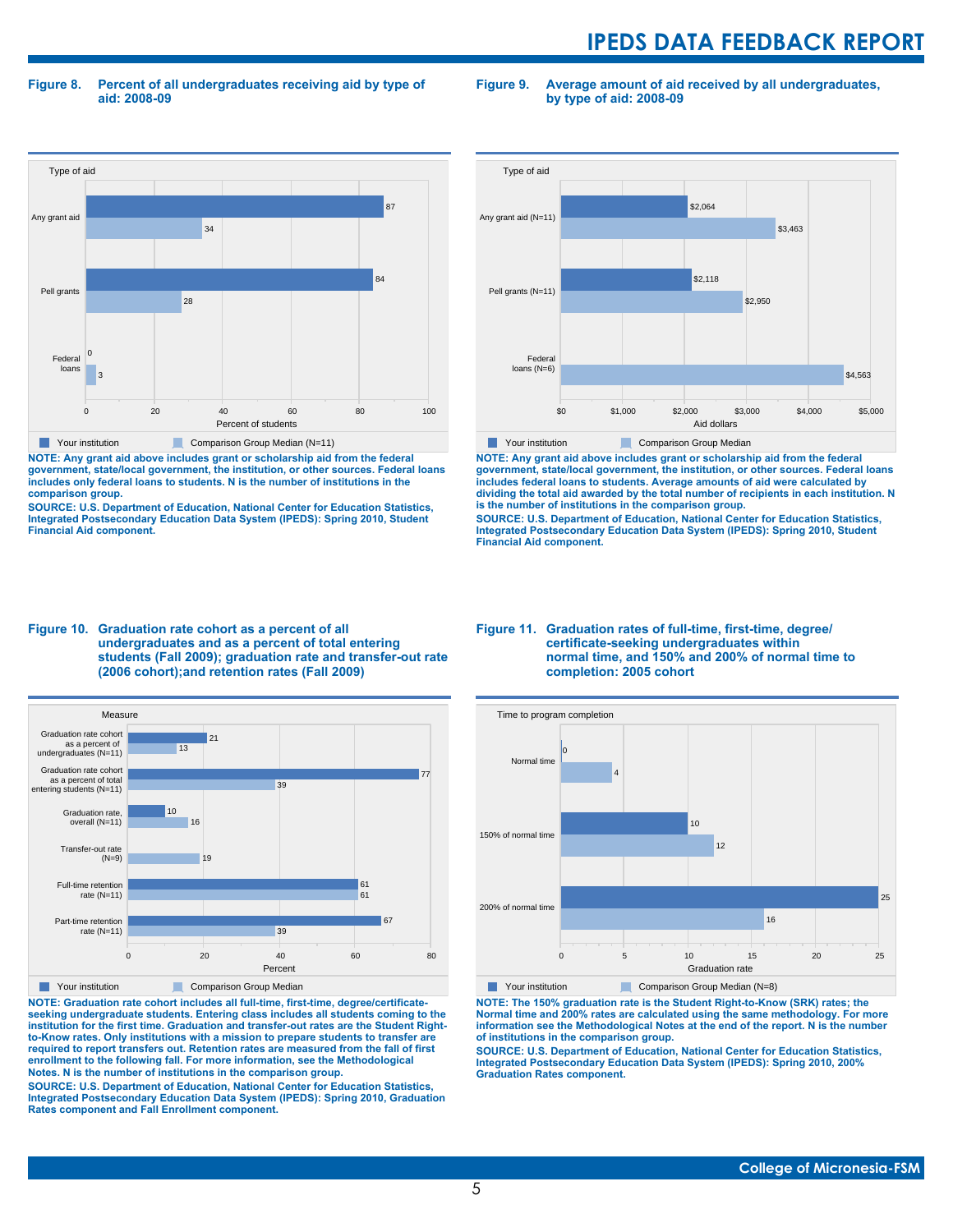### Figure 8. Percent of all undergraduates receiving aid by type of aid: 2008-09

| Type of aid | Your institution | Comparison Group Median (N=11) |
|---|---|---|
| Any grant aid | 87 | 34 |
| Pell grants | 84 | 28 |
| Federal loans | 0 | 3 |

Percent of students

**NOTE: Any grant aid above includes grant or scholarship aid from the federal government, state/local government, the institution, or other sources. Federal loans includes only federal loans to students. N is the number of institutions in the comparison group.**

**SOURCE: U.S. Department of Education, National Center for Education Statistics, Integrated Postsecondary Education Data System (IPEDS): Spring 2010, Student Financial Aid component.**

### Figure 9. Average amount of aid received by all undergraduates, by type of aid: 2008-09

| Type of aid | Your institution | Comparison Group Median |
|---|---|---|
| Any grant aid (N=11) | $2,064 | $3,463 |
| Pell grants (N=11) | $2,118 | $2,950 |
| Federal loans (N=6) | | $4,563 |

Aid dollars

**NOTE: Any grant aid above includes grant or scholarship aid from the federal government, state/local government, the institution, or other sources. Federal loans includes federal loans to students. Average amounts of aid were calculated by dividing the total aid awarded by the total number of recipients in each institution. N is the number of institutions in the comparison group.**

**SOURCE: U.S. Department of Education, National Center for Education Statistics, Integrated Postsecondary Education Data System (IPEDS): Spring 2010, Student Financial Aid component.**

### Figure 10. Graduation rate cohort as a percent of all undergraduates and as a percent of total entering students (Fall 2009); graduation rate and transfer-out rate (2006 cohort);and retention rates (Fall 2009)

| Measure | Your institution | Comparison Group Median |
|---|---|---|
| Graduation rate cohort as a percent of undergraduates (N=11) | 21 | 13 |
| Graduation rate cohort as a percent of total entering students (N=11) | 77 | 39 |
| Graduation rate, overall (N=11) | 10 | 16 |
| Transfer-out rate (N=9) | | 19 |
| Full-time retention rate (N=11) | 61 | 61 |
| Part-time retention rate (N=11) | 67 | 39 |

Percent

**NOTE: Graduation rate cohort includes all full-time, first-time, degree/certificate-seeking undergraduate students. Entering class includes all students coming to the institution for the first time. Graduation and transfer-out rates are the Student Right-to-Know rates. Only institutions with a mission to prepare students to transfer are required to report transfers out. Retention rates are measured from the fall of first enrollment to the following fall. For more information, see the Methodological Notes. N is the number of institutions in the comparison group.**

**SOURCE: U.S. Department of Education, National Center for Education Statistics, Integrated Postsecondary Education Data System (IPEDS): Spring 2010, Graduation Rates component and Fall Enrollment component.**

### Figure 11. Graduation rates of full-time, first-time, degree/certificate-seeking undergraduates within normal time, and 150% and 200% of normal time to completion: 2005 cohort

| Time to program completion | Your institution | Comparison Group Median (N=8) |
|---|---|---|
| Normal time | 0 | 4 |
| 150% of normal time | 10 | 12 |
| 200% of normal time | 25 | 16 |

Graduation rate

**NOTE: The 150% graduation rate is the Student Right-to-Know (SRK) rates; the Normal time and 200% rates are calculated using the same methodology. For more information see the Methodological Notes at the end of the report. N is the number of institutions in the comparison group.**

**SOURCE: U.S. Department of Education, National Center for Education Statistics, Integrated Postsecondary Education Data System (IPEDS): Spring 2010, 200% Graduation Rates component.**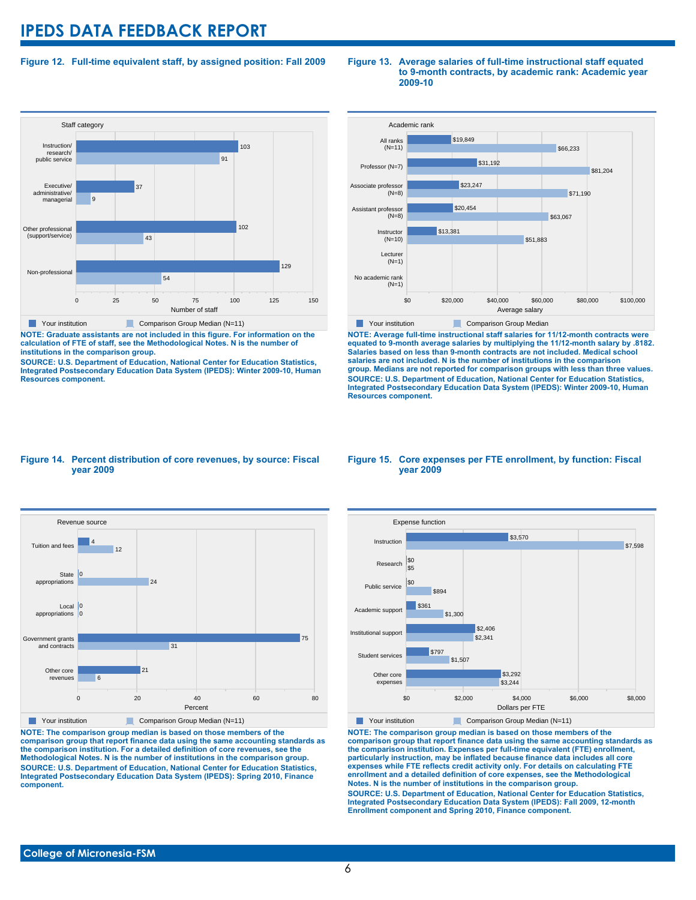**Figure 12. Full-time equivalent staff, by assigned position: Fall 2009**

| Staff category | Your institution | Comparison Group Median (N=11) |
|---|---|---|
| Instruction/ research/ public service | 103 | 91 |
| Executive/ administrative/ managerial | 37 | 9 |
| Other professional (support/service) | 102 | 43 |
| Non-professional | 129 | 54 |

NOTE: Graduate assistants are not included in this figure. For information on the calculation of FTE of staff, see the Methodological Notes. N is the number of institutions in the comparison group.

SOURCE: U.S. Department of Education, National Center for Education Statistics, Integrated Postsecondary Education Data System (IPEDS): Winter 2009-10, Human Resources component.

**Figure 13. Average salaries of full-time instructional staff equated to 9-month contracts, by academic rank: Academic year 2009-10**

| Academic rank | Your institution | Comparison Group Median |
|---|---|---|
| All ranks (N=11) | $19,849 | $66,233 |
| Professor (N=7) | $31,192 | $81,204 |
| Associate professor (N=8) | $23,247 | $71,190 |
| Assistant professor (N=8) | $20,454 | $63,067 |
| Instructor (N=10) | $13,381 | $51,883 |
| Lecturer (N=1) | | |
| No academic rank (N=1) | | |

NOTE: Average full-time instructional staff salaries for 11/12-month contracts were equated to 9-month average salaries by multiplying the 11/12-month salary by .8182. Salaries based on less than 9-month contracts are not included. Medical school salaries are not included. N is the number of institutions in the comparison group. Medians are not reported for comparison groups with less than three values.

SOURCE: U.S. Department of Education, National Center for Education Statistics, Integrated Postsecondary Education Data System (IPEDS): Winter 2009-10, Human Resources component.

**Figure 14. Percent distribution of core revenues, by source: Fiscal year 2009**

| Revenue source | Your institution | Comparison Group Median (N=11) |
|---|---|---|
| Tuition and fees | 4 | 12 |
| State appropriations | 0 | 24 |
| Local appropriations | 0 | 0 |
| Government grants and contracts | 75 | 31 |
| Other core revenues | 21 | 6 |

NOTE: The comparison group median is based on those members of the comparison group that report finance data using the same accounting standards as the comparison institution. For a detailed definition of core revenues, see the Methodological Notes. N is the number of institutions in the comparison group.

SOURCE: U.S. Department of Education, National Center for Education Statistics, Integrated Postsecondary Education Data System (IPEDS): Spring 2010, Finance component.

**Figure 15. Core expenses per FTE enrollment, by function: Fiscal year 2009**

| Expense function | Your institution | Comparison Group Median (N=11) |
|---|---|---|
| Instruction | $3,570 | $7,598 |
| Research | $0 | $5 |
| Public service | $0 | $894 |
| Academic support | $361 | $1,300 |
| Institutional support | $2,406 | $2,341 |
| Student services | $797 | $1,507 |
| Other core expenses | $3,292 | $3,244 |

NOTE: The comparison group median is based on those members of the comparison group that report finance data using the same accounting standards as the comparison institution. Expenses per full-time equivalent (FTE) enrollment, particularly instruction, may be inflated because finance data includes all core expenses while FTE reflects credit activity only. For details on calculating FTE enrollment and a detailed definition of core expenses, see the Methodological Notes. N is the number of institutions in the comparison group.

SOURCE: U.S. Department of Education, National Center for Education Statistics, Integrated Postsecondary Education Data System (IPEDS): Fall 2009, 12-month Enrollment component and Spring 2010, Finance component.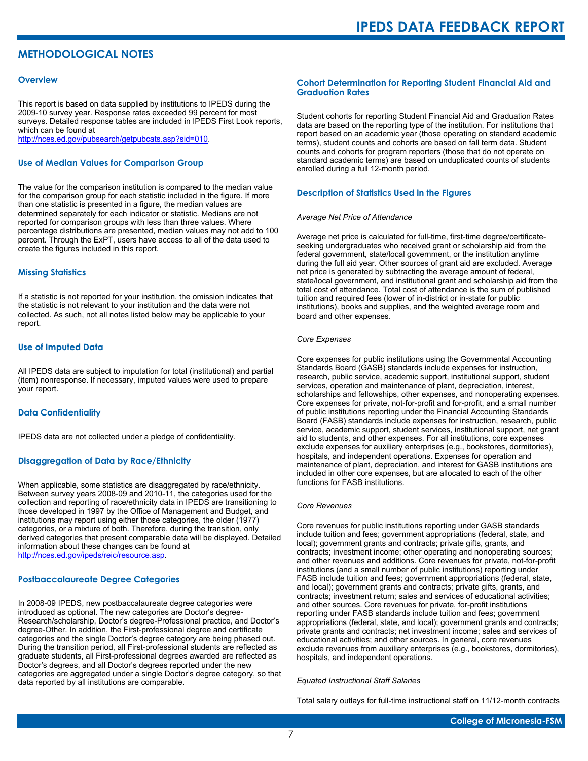# METHODOLOGICAL NOTES

## Overview

This report is based on data supplied by institutions to IPEDS during the 2009-10 survey year. Response rates exceeded 99 percent for most surveys. Detailed response tables are included in IPEDS First Look reports, which can be found at http://nces.ed.gov/pubsearch/getpubcats.asp?sid=010.

## Use of Median Values for Comparison Group

The value for the comparison institution is compared to the median value for the comparison group for each statistic included in the figure. If more than one statistic is presented in a figure, the median values are determined separately for each indicator or statistic. Medians are not reported for comparison groups with less than three values. Where percentage distributions are presented, median values may not add to 100 percent. Through the ExPT, users have access to all of the data used to create the figures included in this report.

## Missing Statistics

If a statistic is not reported for your institution, the omission indicates that the statistic is not relevant to your institution and the data were not collected. As such, not all notes listed below may be applicable to your report.

## Use of Imputed Data

All IPEDS data are subject to imputation for total (institutional) and partial (item) nonresponse. If necessary, imputed values were used to prepare your report.

## Data Confidentiality

IPEDS data are not collected under a pledge of confidentiality.

## Disaggregation of Data by Race/Ethnicity

When applicable, some statistics are disaggregated by race/ethnicity. Between survey years 2008-09 and 2010-11, the categories used for the collection and reporting of race/ethnicity data in IPEDS are transitioning to those developed in 1997 by the Office of Management and Budget, and institutions may report using either those categories, the older (1977) categories, or a mixture of both. Therefore, during the transition, only derived categories that present comparable data will be displayed. Detailed information about these changes can be found at http://nces.ed.gov/ipeds/reic/resource.asp.

## Postbaccalaureate Degree Categories

In 2008-09 IPEDS, new postbaccalaureate degree categories were introduced as optional. The new categories are Doctor's degree-Research/scholarship, Doctor's degree-Professional practice, and Doctor's degree-Other. In addition, the First-professional degree and certificate categories and the single Doctor's degree category are being phased out. During the transition period, all First-professional students are reflected as graduate students, all First-professional degrees awarded are reflected as Doctor's degrees, and all Doctor's degrees reported under the new categories are aggregated under a single Doctor's degree category, so that data reported by all institutions are comparable.

## Cohort Determination for Reporting Student Financial Aid and Graduation Rates

Student cohorts for reporting Student Financial Aid and Graduation Rates data are based on the reporting type of the institution. For institutions that report based on an academic year (those operating on standard academic terms), student counts and cohorts are based on fall term data. Student counts and cohorts for program reporters (those that do not operate on standard academic terms) are based on unduplicated counts of students enrolled during a full 12-month period.

## Description of Statistics Used in the Figures

*Average Net Price of Attendance*

Average net price is calculated for full-time, first-time degree/certificate-seeking undergraduates who received grant or scholarship aid from the federal government, state/local government, or the institution anytime during the full aid year. Other sources of grant aid are excluded. Average net price is generated by subtracting the average amount of federal, state/local government, and institutional grant and scholarship aid from the total cost of attendance. Total cost of attendance is the sum of published tuition and required fees (lower of in-district or in-state for public institutions), books and supplies, and the weighted average room and board and other expenses.

*Core Expenses*

Core expenses for public institutions using the Governmental Accounting Standards Board (GASB) standards include expenses for instruction, research, public service, academic support, institutional support, student services, operation and maintenance of plant, depreciation, interest, scholarships and fellowships, other expenses, and nonoperating expenses. Core expenses for private, not-for-profit and for-profit, and a small number of public institutions reporting under the Financial Accounting Standards Board (FASB) standards include expenses for instruction, research, public service, academic support, student services, institutional support, net grant aid to students, and other expenses. For all institutions, core expenses exclude expenses for auxiliary enterprises (e.g., bookstores, dormitories), hospitals, and independent operations. Expenses for operation and maintenance of plant, depreciation, and interest for GASB institutions are included in other core expenses, but are allocated to each of the other functions for FASB institutions.

*Core Revenues*

Core revenues for public institutions reporting under GASB standards include tuition and fees; government appropriations (federal, state, and local); government grants and contracts; private gifts, grants, and contracts; investment income; other operating and nonoperating sources; and other revenues and additions. Core revenues for private, not-for-profit institutions (and a small number of public institutions) reporting under FASB include tuition and fees; government appropriations (federal, state, and local); government grants and contracts; private gifts, grants, and contracts; investment return; sales and services of educational activities; and other sources. Core revenues for private, for-profit institutions reporting under FASB standards include tuition and fees; government appropriations (federal, state, and local); government grants and contracts; private grants and contracts; net investment income; sales and services of educational activities; and other sources. In general, core revenues exclude revenues from auxiliary enterprises (e.g., bookstores, dormitories), hospitals, and independent operations.

*Equated Instructional Staff Salaries*

Total salary outlays for full-time instructional staff on 11/12-month contracts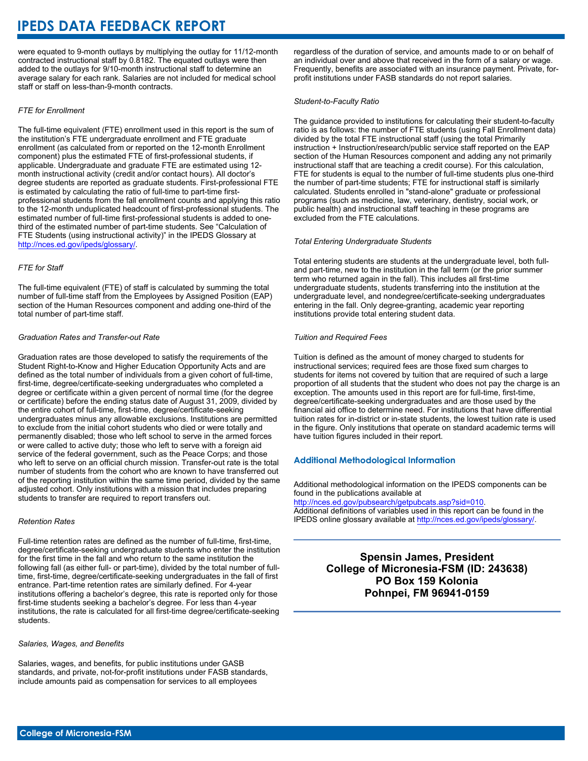were equated to 9-month outlays by multiplying the outlay for 11/12-month contracted instructional staff by 0.8182. The equated outlays were then added to the outlays for 9/10-month instructional staff to determine an average salary for each rank. Salaries are not included for medical school staff or staff on less-than-9-month contracts.

*FTE for Enrollment*

The full-time equivalent (FTE) enrollment used in this report is the sum of the institution's FTE undergraduate enrollment and FTE graduate enrollment (as calculated from or reported on the 12-month Enrollment component) plus the estimated FTE of first-professional students, if applicable. Undergraduate and graduate FTE are estimated using 12-month instructional activity (credit and/or contact hours). All doctor's degree students are reported as graduate students. First-professional FTE is estimated by calculating the ratio of full-time to part-time first-professional students from the fall enrollment counts and applying this ratio to the 12-month unduplicated headcount of first-professional students. The estimated number of full-time first-professional students is added to one-third of the estimated number of part-time students. See "Calculation of FTE Students (using instructional activity)" in the IPEDS Glossary at http://nces.ed.gov/ipeds/glossary/.

*FTE for Staff*

The full-time equivalent (FTE) of staff is calculated by summing the total number of full-time staff from the Employees by Assigned Position (EAP) section of the Human Resources component and adding one-third of the total number of part-time staff.

*Graduation Rates and Transfer-out Rate*

Graduation rates are those developed to satisfy the requirements of the Student Right-to-Know and Higher Education Opportunity Acts and are defined as the total number of individuals from a given cohort of full-time, first-time, degree/certificate-seeking undergraduates who completed a degree or certificate within a given percent of normal time (for the degree or certificate) before the ending status date of August 31, 2009, divided by the entire cohort of full-time, first-time, degree/certificate-seeking undergraduates minus any allowable exclusions. Institutions are permitted to exclude from the initial cohort students who died or were totally and permanently disabled; those who left school to serve in the armed forces or were called to active duty; those who left to serve with a foreign aid service of the federal government, such as the Peace Corps; and those who left to serve on an official church mission. Transfer-out rate is the total number of students from the cohort who are known to have transferred out of the reporting institution within the same time period, divided by the same adjusted cohort. Only institutions with a mission that includes preparing students to transfer are required to report transfers out.

*Retention Rates*

Full-time retention rates are defined as the number of full-time, first-time, degree/certificate-seeking undergraduate students who enter the institution for the first time in the fall and who return to the same institution the following fall (as either full- or part-time), divided by the total number of full-time, first-time, degree/certificate-seeking undergraduates in the fall of first entrance. Part-time retention rates are similarly defined. For 4-year institutions offering a bachelor's degree, this rate is reported only for those first-time students seeking a bachelor's degree. For less than 4-year institutions, the rate is calculated for all first-time degree/certificate-seeking students.

*Salaries, Wages, and Benefits*

Salaries, wages, and benefits, for public institutions under GASB standards, and private, not-for-profit institutions under FASB standards, include amounts paid as compensation for services to all employees regardless of the duration of service, and amounts made to or on behalf of an individual over and above that received in the form of a salary or wage. Frequently, benefits are associated with an insurance payment. Private, for-profit institutions under FASB standards do not report salaries.

*Student-to-Faculty Ratio*

The guidance provided to institutions for calculating their student-to-faculty ratio is as follows: the number of FTE students (using Fall Enrollment data) divided by the total FTE instructional staff (using the total Primarily instruction + Instruction/research/public service staff reported on the EAP section of the Human Resources component and adding any not primarily instructional staff that are teaching a credit course). For this calculation, FTE for students is equal to the number of full-time students plus one-third the number of part-time students; FTE for instructional staff is similarly calculated. Students enrolled in "stand-alone" graduate or professional programs (such as medicine, law, veterinary, dentistry, social work, or public health) and instructional staff teaching in these programs are excluded from the FTE calculations.

*Total Entering Undergraduate Students*

Total entering students are students at the undergraduate level, both full- and part-time, new to the institution in the fall term (or the prior summer term who returned again in the fall). This includes all first-time undergraduate students, students transferring into the institution at the undergraduate level, and nondegree/certificate-seeking undergraduates entering in the fall. Only degree-granting, academic year reporting institutions provide total entering student data.

*Tuition and Required Fees*

Tuition is defined as the amount of money charged to students for instructional services; required fees are those fixed sum charges to students for items not covered by tuition that are required of such a large proportion of all students that the student who does not pay the charge is an exception. The amounts used in this report are for full-time, first-time, degree/certificate-seeking undergraduates and are those used by the financial aid office to determine need. For institutions that have differential tuition rates for in-district or in-state students, the lowest tuition rate is used in the figure. Only institutions that operate on standard academic terms will have tuition figures included in their report.

## Additional Methodological Information

Additional methodological information on the IPEDS components can be found in the publications available at http://nces.ed.gov/pubsearch/getpubcats.asp?sid=010.
Additional definitions of variables used in this report can be found in the IPEDS online glossary available at http://nces.ed.gov/ipeds/glossary/.

**Spensin James, President**
**College of Micronesia-FSM (ID: 243638)**
**PO Box 159 Kolonia**
**Pohnpei, FM 96941-0159**